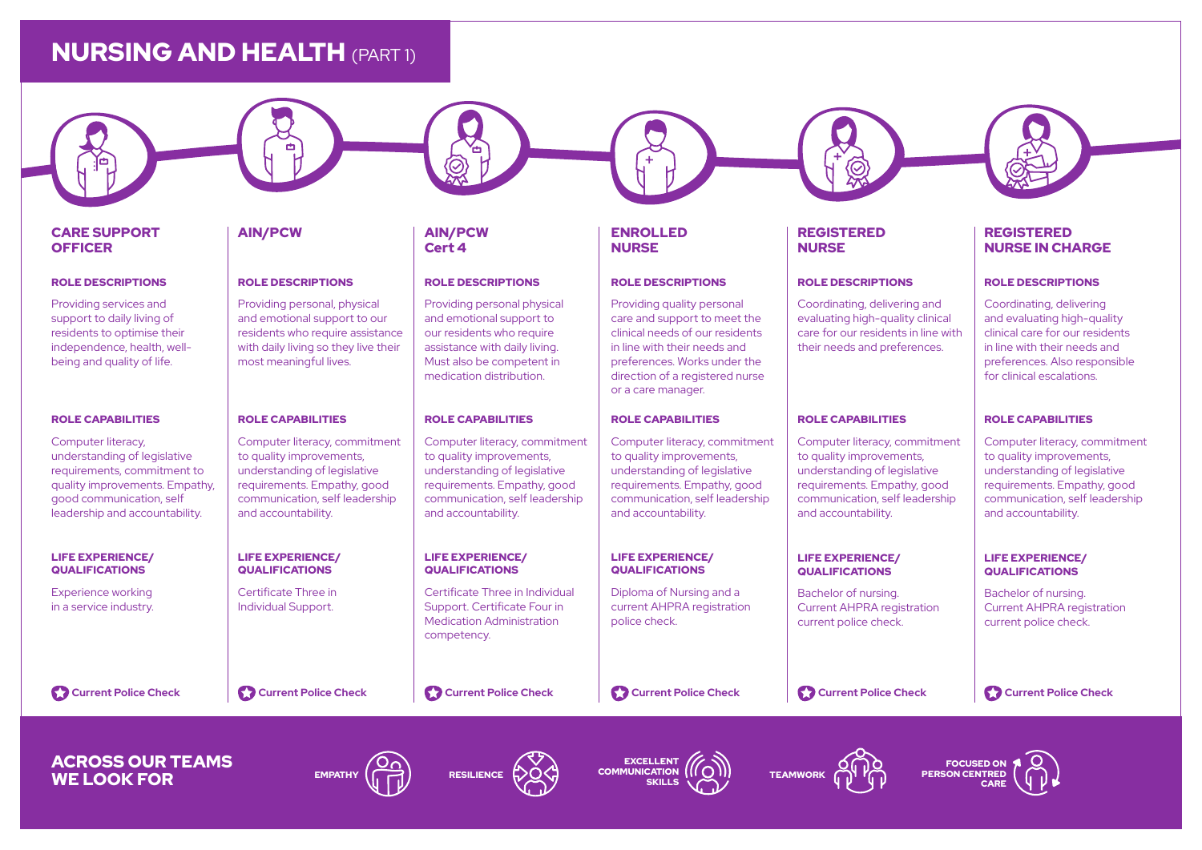# NURSING AND HEALTH (PART 1)

## CARE SUPPORT OFFICER

### ROLE DESCRIPTIONS

Providing services and support to daily living of residents to optimise their independence, health, well-being and quality of life.

### ROLE CAPABILITIES

Computer literacy, understanding of legislative requirements, commitment to quality improvements. Empathy, good communication, self leadership and accountability.

### LIFE EXPERIENCE/ QUALIFICATIONS

Experience working in a service industry.

Current Police Check

## AIN/PCW

### ROLE DESCRIPTIONS

Providing personal, physical and emotional support to our residents who require assistance with daily living so they live their most meaningful lives.

### ROLE CAPABILITIES

Computer literacy, commitment to quality improvements, understanding of legislative requirements. Empathy, good communication, self leadership and accountability.

### LIFE EXPERIENCE/ QUALIFICATIONS

Certificate Three in Individual Support.

Current Police Check

## AIN/PCW Cert 4

### ROLE DESCRIPTIONS

Providing personal physical and emotional support to our residents who require assistance with daily living. Must also be competent in medication distribution.

### ROLE CAPABILITIES

Computer literacy, commitment to quality improvements, understanding of legislative requirements. Empathy, good communication, self leadership and accountability.

### LIFE EXPERIENCE/ QUALIFICATIONS

Certificate Three in Individual Support. Certificate Four in Medication Administration competency.

Current Police Check

## ENROLLED NURSE

### ROLE DESCRIPTIONS

Providing quality personal care and support to meet the clinical needs of our residents in line with their needs and preferences. Works under the direction of a registered nurse or a care manager.

### ROLE CAPABILITIES

Computer literacy, commitment to quality improvements, understanding of legislative requirements. Empathy, good communication, self leadership and accountability.

### LIFE EXPERIENCE/ QUALIFICATIONS

Diploma of Nursing and a current AHPRA registration police check.

Current Police Check

## REGISTERED NURSE

### ROLE DESCRIPTIONS

Coordinating, delivering and evaluating high-quality clinical care for our residents in line with their needs and preferences.

### ROLE CAPABILITIES

Computer literacy, commitment to quality improvements, understanding of legislative requirements. Empathy, good communication, self leadership and accountability.

### LIFE EXPERIENCE/ QUALIFICATIONS

Bachelor of nursing. Current AHPRA registration current police check.

Current Police Check

## REGISTERED NURSE IN CHARGE

### ROLE DESCRIPTIONS

Coordinating, delivering and evaluating high-quality clinical care for our residents in line with their needs and preferences. Also responsible for clinical escalations.

### ROLE CAPABILITIES

Computer literacy, commitment to quality improvements, understanding of legislative requirements. Empathy, good communication, self leadership and accountability.

### LIFE EXPERIENCE/ QUALIFICATIONS

Bachelor of nursing. Current AHPRA registration current police check.

Current Police Check

## ACROSS OUR TEAMS WE LOOK FOR

- EMPATHY
- RESILIENCE
- EXCELLENT COMMUNICATION SKILLS
- TEAMWORK
- FOCUSED ON PERSON CENTRED CARE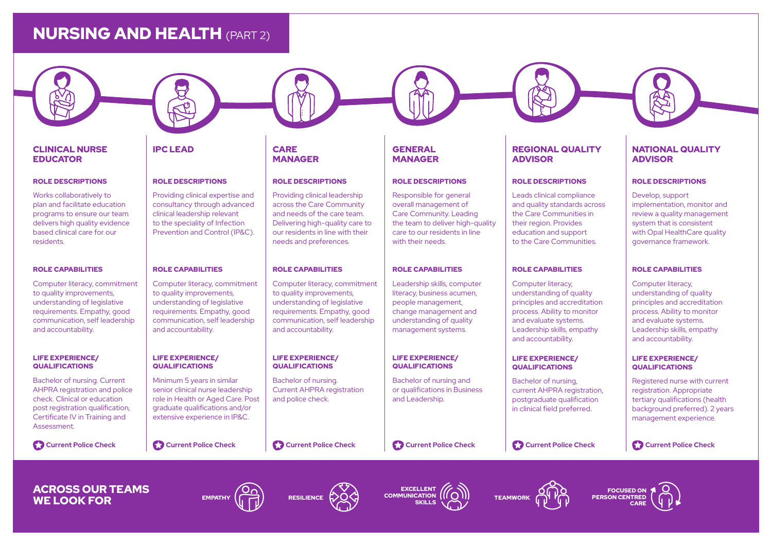# NURSING AND HEALTH (PART 2)

## CLINICAL NURSE EDUCATOR

### ROLE DESCRIPTIONS

Works collaboratively to plan and facilitate education programs to ensure our team delivers high quality evidence based clinical care for our residents.

### ROLE CAPABILITIES

Computer literacy, commitment to quality improvements, understanding of legislative requirements. Empathy, good communication, self leadership and accountability.

### LIFE EXPERIENCE/ QUALIFICATIONS

Bachelor of nursing. Current AHPRA registration and police check. Clinical or education post registration qualification, Certificate IV in Training and Assessment.

**Current Police Check**

## IPC LEAD

### ROLE DESCRIPTIONS

Providing clinical expertise and consultancy through advanced clinical leadership relevant to the speciality of Infection Prevention and Control (IP&C).

### ROLE CAPABILITIES

Computer literacy, commitment to quality improvements, understanding of legislative requirements. Empathy, good communication, self leadership and accountability.

### LIFE EXPERIENCE/ QUALIFICATIONS

Minimum 5 years in similar senior clinical nurse leadership role in Health or Aged Care. Post graduate qualifications and/or extensive experience in IP&C.

**Current Police Check**

## CARE MANAGER

### ROLE DESCRIPTIONS

Providing clinical leadership across the Care Community and needs of the care team. Delivering high-quality care to our residents in line with their needs and preferences.

### ROLE CAPABILITIES

Computer literacy, commitment to quality improvements, understanding of legislative requirements. Empathy, good communication, self leadership and accountability.

### LIFE EXPERIENCE/ QUALIFICATIONS

Bachelor of nursing. Current AHPRA registration and police check.

**Current Police Check**

## GENERAL MANAGER

### ROLE DESCRIPTIONS

Responsible for general overall management of Care Community. Leading the team to deliver high-quality care to our residents in line with their needs.

### ROLE CAPABILITIES

Leadership skills, computer literacy, business acumen, people management, change management and understanding of quality management systems.

### LIFE EXPERIENCE/ QUALIFICATIONS

Bachelor of nursing and or qualifications in Business and Leadership.

**Current Police Check**

## REGIONAL QUALITY ADVISOR

### ROLE DESCRIPTIONS

Leads clinical compliance and quality standards across the Care Communities in their region. Provides education and support to the Care Communities.

### ROLE CAPABILITIES

Computer literacy, understanding of quality principles and accreditation process. Ability to monitor and evaluate systems. Leadership skills, empathy and accountability.

### LIFE EXPERIENCE/ QUALIFICATIONS

Bachelor of nursing, current AHPRA registration, postgraduate qualification in clinical field preferred.

**Current Police Check**

## NATIONAL QUALITY ADVISOR

### ROLE DESCRIPTIONS

Develop, support implementation, monitor and review a quality management system that is consistent with Opal HealthCare quality governance framework.

### ROLE CAPABILITIES

Computer literacy, understanding of quality principles and accreditation process. Ability to monitor and evaluate systems. Leadership skills, empathy and accountability.

### LIFE EXPERIENCE/ QUALIFICATIONS

Registered nurse with current registration. Appropriate tertiary qualifications (health background preferred). 2 years management experience.

**Current Police Check**

## ACROSS OUR TEAMS WE LOOK FOR

- EMPATHY
- RESILIENCE
- EXCELLENT COMMUNICATION SKILLS
- TEAMWORK
- FOCUSED ON PERSON CENTRED CARE